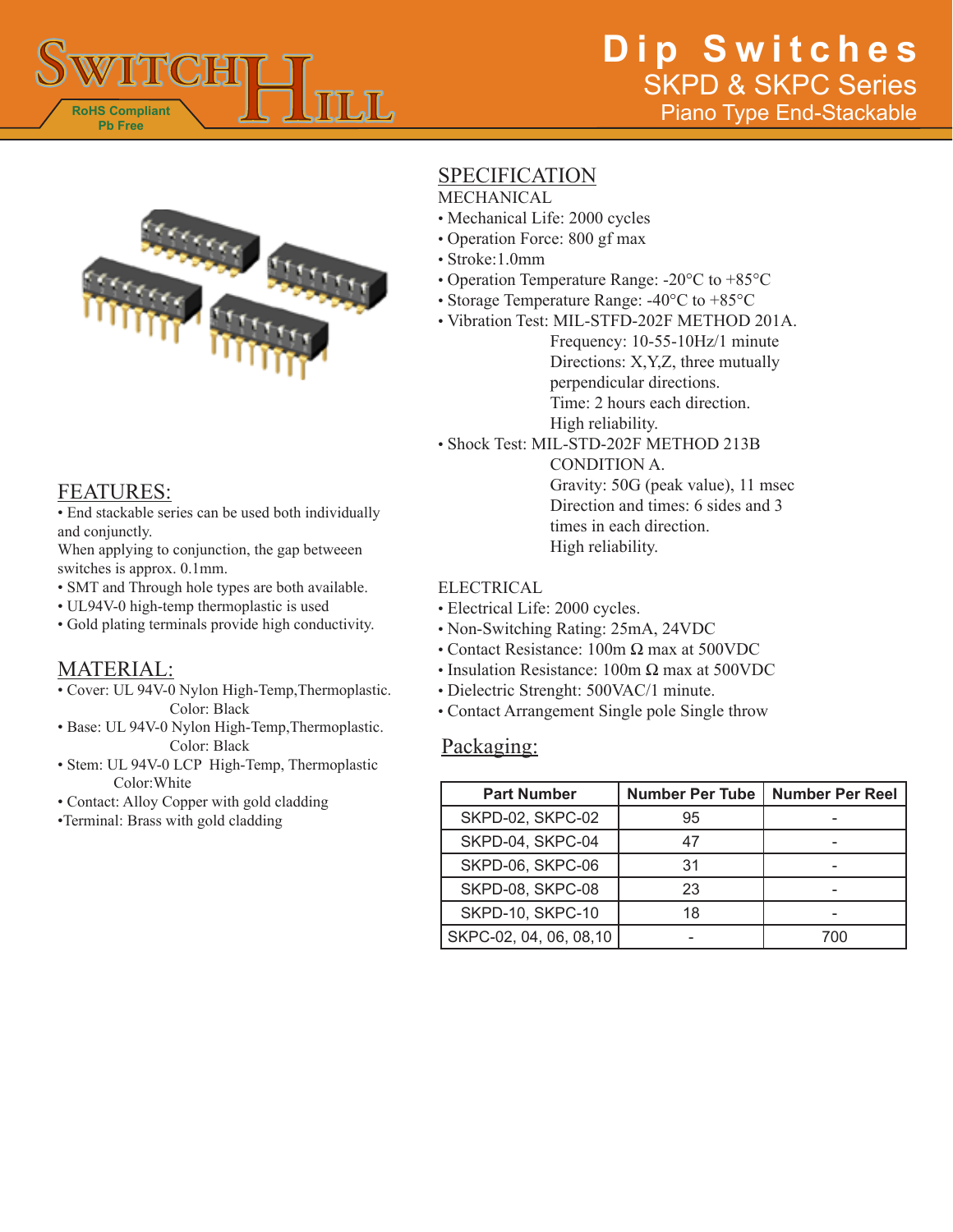# Dip Switches

## SKPD & SKPC Series

### Piano Type End-Stackable

RoHS Compliant
Pb Free

## FEATURES:

- End stackable series can be used both individually and conjunctly.

When applying to conjunction, the gap betweeen switches is approx. 0.1mm.

- SMT and Through hole types are both available.
- UL94V-0 high-temp thermoplastic is used
- Gold plating terminals provide high conductivity.

## MATERIAL:

- Cover: UL 94V-0 Nylon High-Temp,Thermoplastic.
  Color: Black
- Base: UL 94V-0 Nylon High-Temp,Thermoplastic.
  Color: Black
- Stem: UL 94V-0 LCP High-Temp, Thermoplastic
  Color:White
- Contact: Alloy Copper with gold cladding
- Terminal: Brass with gold cladding

## SPECIFICATION

MECHANICAL

- Mechanical Life: 2000 cycles
- Operation Force: 800 gf max
- Stroke:1.0mm
- Operation Temperature Range: -20°C to +85°C
- Storage Temperature Range: -40°C to +85°C
- Vibration Test: MIL-STFD-202F METHOD 201A.
  Frequency: 10-55-10Hz/1 minute
  Directions: X,Y,Z, three mutually perpendicular directions.
  Time: 2 hours each direction.
  High reliability.
- Shock Test: MIL-STD-202F METHOD 213B CONDITION A.
  Gravity: 50G (peak value), 11 msec
  Direction and times: 6 sides and 3 times in each direction.
  High reliability.

ELECTRICAL

- Electrical Life: 2000 cycles.
- Non-Switching Rating: 25mA, 24VDC
- Contact Resistance: 100m Ω max at 500VDC
- Insulation Resistance: 100m Ω max at 500VDC
- Dielectric Strenght: 500VAC/1 minute.
- Contact Arrangement Single pole Single throw

## Packaging:

| Part Number | Number Per Tube | Number Per Reel |
|---|---|---|
| SKPD-02, SKPC-02 | 95 | - |
| SKPD-04, SKPC-04 | 47 | - |
| SKPD-06, SKPC-06 | 31 | - |
| SKPD-08, SKPC-08 | 23 | - |
| SKPD-10, SKPC-10 | 18 | - |
| SKPC-02, 04, 06, 08,10 | - | 700 |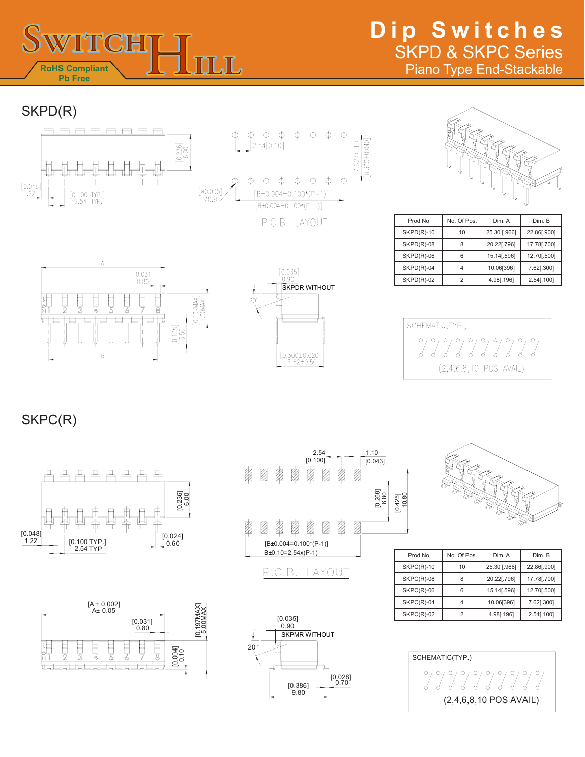# Dip Switches

## SKPD & SKPC Series

### Piano Type End-Stackable

RoHS Compliant
Pb Free

## SKPD(R)

[0.236] 6.00

2.54[0.10]

7.62±0.10 [0.300±0.040]

[0.048] 1.22

[0.100 TYP.] 2.54 TYP.

[ø0.035] ø0.9

[B±0.004=0.100*(P-1)]

[B±0.004=0.100*(P-1)]

P.C.B. LAYOUT

| Prod No | No. Of Pos. | Dim. A | Dim. B |
|---|---|---|---|
| SKPD(R)-10 | 10 | 25.30 [.966] | 22.86[.900] |
| SKPD(R)-08 | 8 | 20.22[.796] | 17.78[.700] |
| SKPD(R)-06 | 6 | 15.14[.596] | 12.70[.500] |
| SKPD(R)-04 | 4 | 10.06[396] | 7.62[.300] |
| SKPD(R)-02 | 2 | 4.98[.196] | 2.54[.100] |

A

[0.031] 0.80

[0.197MAX] 5.00MAX

[0.138] 3.50

B

[0.035] 0.90

SKPDR WITHOUT

20°

[0.300±0.020] 7.62±0.50

SCHEMATIC(TYP.)

(2,4,6,8,10 POS AVAIL)

## SKPC(R)

2.54 [0.100]

1.10 [0.043]

[0.236] 6.00

[0.268] 6.80

[0.425] 10.80

[0.048] 1.22

[0.100 TYP.] 2.54 TYP.

[0.024] 0.60

[B±0.004=0.100*(P-1)]

B±0.10=2.54x(P-1)

P.C.B. LAYOUT

| Prod No | No. Of Pos. | Dim. A | Dim. B |
|---|---|---|---|
| SKPC(R)-10 | 10 | 25.30 [.966] | 22.86[.900] |
| SKPC(R)-08 | 8 | 20.22[.796] | 17.78[.700] |
| SKPC(R)-06 | 6 | 15.14[.596] | 12.70[.500] |
| SKPC(R)-04 | 4 | 10.06[396] | 7.62[.300] |
| SKPC(R)-02 | 2 | 4.98[.196] | 2.54[.100] |

[A± 0.002] A± 0.05

[0.031] 0.80

[0.197MAX] 5.00MAX

[0.004] 0.10

[0.035] 0.90

SKPMR WITHOUT

20°

[0.028] 0.70

[0.386] 9.80

SCHEMATIC(TYP.)

(2,4,6,8,10 POS AVAIL)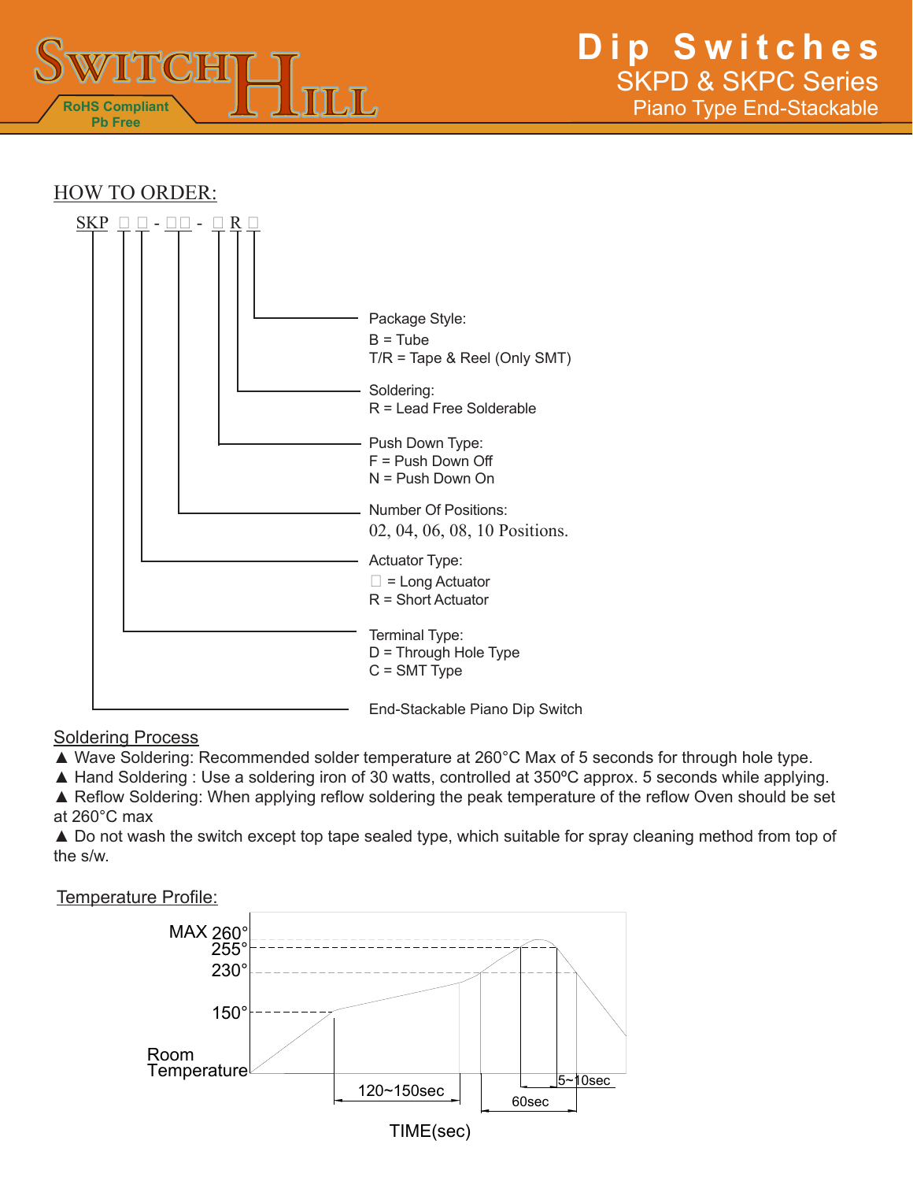SWITCH HILL

RoHS Compliant
Pb Free

# Dip Switches
## SKPD & SKPC Series
### Piano Type End-Stackable

## HOW TO ORDER:

SKP □ □ - □□ - □ R □

- Package Style:
  - B = Tube
  - T/R = Tape & Reel (Only SMT)
- Soldering:
  - R = Lead Free Solderable
- Push Down Type:
  - F = Push Down Off
  - N = Push Down On
- Number Of Positions:
  - 02, 04, 06, 08, 10 Positions.
- Actuator Type:
  - □ = Long Actuator
  - R = Short Actuator
- Terminal Type:
  - D = Through Hole Type
  - C = SMT Type
- End-Stackable Piano Dip Switch

## Soldering Process

▲ Wave Soldering: Recommended solder temperature at 260°C Max of 5 seconds for through hole type.
▲ Hand Soldering : Use a soldering iron of 30 watts, controlled at 350ºC approx. 5 seconds while applying.
▲ Reflow Soldering: When applying reflow soldering the peak temperature of the reflow Oven should be set at 260°C max
▲ Do not wash the switch except top tape sealed type, which suitable for spray cleaning method from top of the s/w.

## Temperature Profile:

MAX 260°
255°
230°
150°
Room Temperature
120~150sec
60sec
5~10sec
TIME(sec)